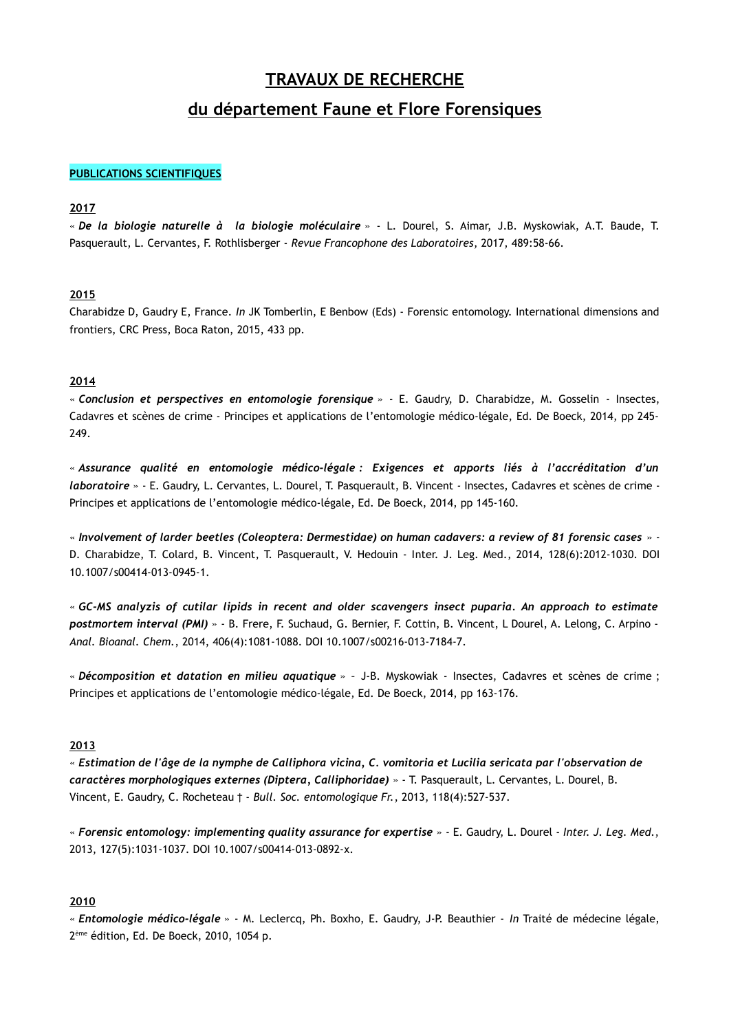# TRAVAUX DE RECHERCHE

## du département Faune et Flore Forensiques

### PUBLICATIONS SCIENTIFIQUES

#### 2017

« ***De la biologie naturelle à la biologie moléculaire*** » - L. Dourel, S. Aimar, J.B. Myskowiak, A.T. Baude, T. Pasquerault, L. Cervantes, F. Rothlisberger - *Revue Francophone des Laboratoires*, 2017, 489:58-66.

#### 2015

Charabidze D, Gaudry E, France. *In* JK Tomberlin, E Benbow (Eds) - Forensic entomology. International dimensions and frontiers, CRC Press, Boca Raton, 2015, 433 pp.

#### 2014

« ***Conclusion et perspectives en entomologie forensique*** » - E. Gaudry, D. Charabidze, M. Gosselin - Insectes, Cadavres et scènes de crime - Principes et applications de l'entomologie médico-légale, Ed. De Boeck, 2014, pp 245-249.

« ***Assurance qualité en entomologie médico-légale : Exigences et apports liés à l'accréditation d'un laboratoire*** » - E. Gaudry, L. Cervantes, L. Dourel, T. Pasquerault, B. Vincent - Insectes, Cadavres et scènes de crime - Principes et applications de l'entomologie médico-légale, Ed. De Boeck, 2014, pp 145-160.

« ***Involvement of larder beetles (Coleoptera: Dermestidae) on human cadavers: a review of 81 forensic cases*** » - D. Charabidze, T. Colard, B. Vincent, T. Pasquerault, V. Hedouin - Inter. J. Leg. Med., 2014, 128(6):2012-1030. DOI 10.1007/s00414-013-0945-1.

« ***GC-MS analyzis of cutilar lipids in recent and older scavengers insect puparia. An approach to estimate postmortem interval (PMI)*** » - B. Frere, F. Suchaud, G. Bernier, F. Cottin, B. Vincent, L Dourel, A. Lelong, C. Arpino - *Anal. Bioanal. Chem.*, 2014, 406(4):1081-1088. DOI 10.1007/s00216-013-7184-7.

« ***Décomposition et datation en milieu aquatique*** » – J-B. Myskowiak - Insectes, Cadavres et scènes de crime ; Principes et applications de l'entomologie médico-légale, Ed. De Boeck, 2014, pp 163-176.

#### 2013

« ***Estimation de l'âge de la nymphe de Calliphora vicina, C. vomitoria et Lucilia sericata par l'observation de caractères morphologiques externes (Diptera, Calliphoridae)*** » - T. Pasquerault, L. Cervantes, L. Dourel, B. Vincent, E. Gaudry, C. Rocheteau † - *Bull. Soc. entomologique Fr.*, 2013, 118(4):527-537.

« ***Forensic entomology: implementing quality assurance for expertise*** » - E. Gaudry, L. Dourel - *Inter. J. Leg. Med.*, 2013, 127(5):1031-1037. DOI 10.1007/s00414-013-0892-x.

#### 2010

« ***Entomologie médico-légale*** » - M. Leclercq, Ph. Boxho, E. Gaudry, J-P. Beauthier - *In* Traité de médecine légale, 2ème édition, Ed. De Boeck, 2010, 1054 p.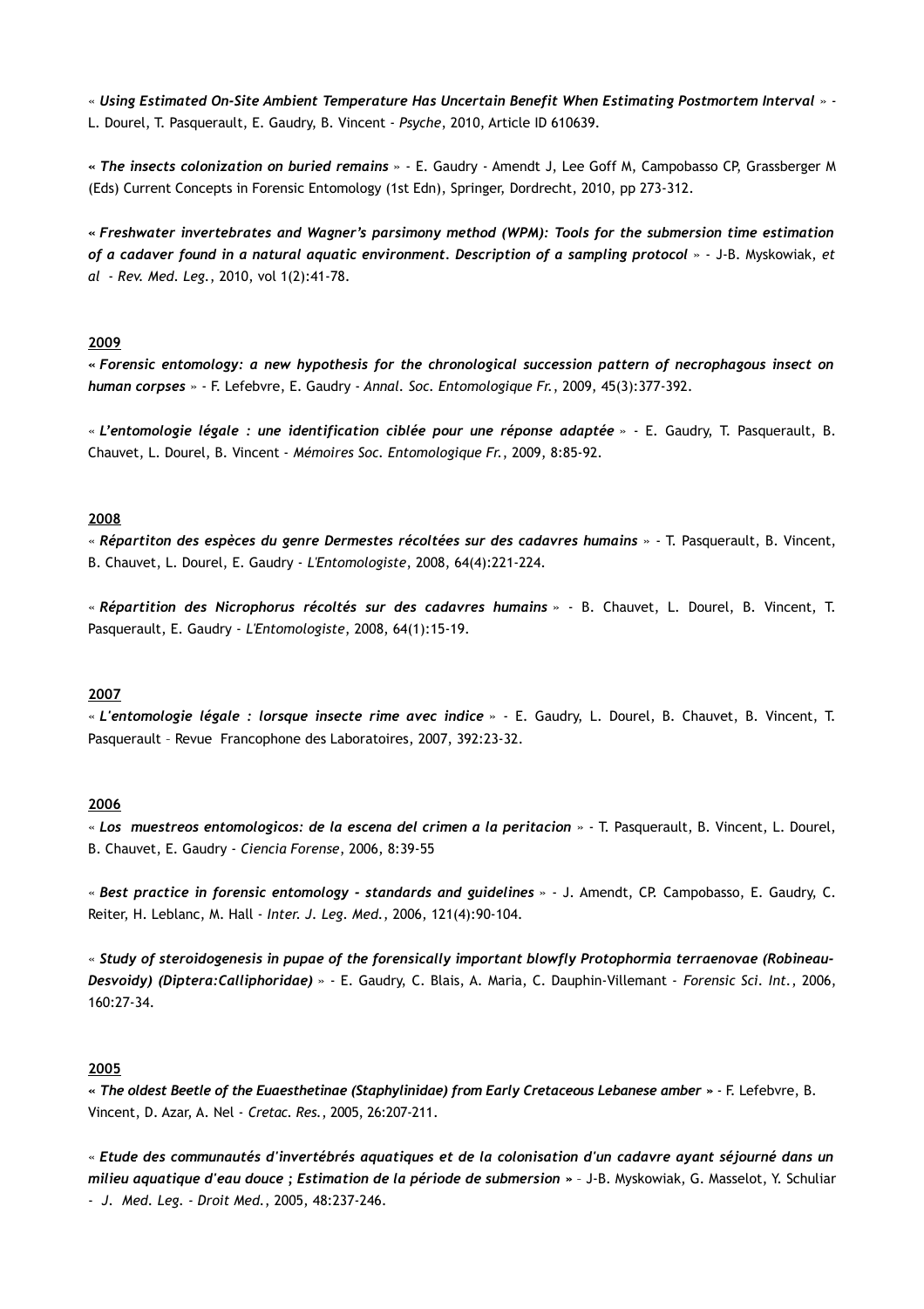« ***Using Estimated On-Site Ambient Temperature Has Uncertain Benefit When Estimating Postmortem Interval*** » - L. Dourel, T. Pasquerault, E. Gaudry, B. Vincent - *Psyche*, 2010, Article ID 610639.

« ***The insects colonization on buried remains*** » - E. Gaudry - Amendt J, Lee Goff M, Campobasso CP, Grassberger M (Eds) Current Concepts in Forensic Entomology (1st Edn), Springer, Dordrecht, 2010, pp 273-312.

« ***Freshwater invertebrates and Wagner's parsimony method (WPM): Tools for the submersion time estimation of a cadaver found in a natural aquatic environment. Description of a sampling protocol*** » - J-B. Myskowiak, *et al - Rev. Med. Leg.*, 2010, vol 1(2):41-78.

## 2009

« ***Forensic entomology: a new hypothesis for the chronological succession pattern of necrophagous insect on human corpses*** » - F. Lefebvre, E. Gaudry - *Annal. Soc. Entomologique Fr.*, 2009, 45(3):377-392.

« ***L'entomologie légale : une identification ciblée pour une réponse adaptée*** » - E. Gaudry, T. Pasquerault, B. Chauvet, L. Dourel, B. Vincent - *Mémoires Soc. Entomologique Fr.*, 2009, 8:85-92.

## 2008

« ***Répartiton des espèces du genre Dermestes récoltées sur des cadavres humains*** » - T. Pasquerault, B. Vincent, B. Chauvet, L. Dourel, E. Gaudry - *L'Entomologiste*, 2008, 64(4):221-224.

« ***Répartition des Nicrophorus récoltés sur des cadavres humains*** » - B. Chauvet, L. Dourel, B. Vincent, T. Pasquerault, E. Gaudry - *L'Entomologiste*, 2008, 64(1):15-19.

## 2007

« ***L'entomologie légale : lorsque insecte rime avec indice*** » - E. Gaudry, L. Dourel, B. Chauvet, B. Vincent, T. Pasquerault – Revue Francophone des Laboratoires, 2007, 392:23-32.

## 2006

« ***Los muestreos entomologicos: de la escena del crimen a la peritacion*** » - T. Pasquerault, B. Vincent, L. Dourel, B. Chauvet, E. Gaudry - *Ciencia Forense*, 2006, 8:39-55

« ***Best practice in forensic entomology - standards and guidelines*** » - J. Amendt, CP. Campobasso, E. Gaudry, C. Reiter, H. Leblanc, M. Hall - *Inter. J. Leg. Med.*, 2006, 121(4):90-104.

« ***Study of steroidogenesis in pupae of the forensically important blowfly Protophormia terraenovae (Robineau-Desvoidy) (Diptera:Calliphoridae)*** » - E. Gaudry, C. Blais, A. Maria, C. Dauphin-Villemant - *Forensic Sci. Int.*, 2006, 160:27-34.

## 2005

« ***The oldest Beetle of the Euaesthetinae (Staphylinidae) from Early Cretaceous Lebanese amber*** » - F. Lefebvre, B. Vincent, D. Azar, A. Nel - *Cretac. Res.*, 2005, 26:207-211.

« ***Etude des communautés d'invertébrés aquatiques et de la colonisation d'un cadavre ayant séjourné dans un milieu aquatique d'eau douce ; Estimation de la période de submersion*** » – J-B. Myskowiak, G. Masselot, Y. Schuliar - *J. Med. Leg. - Droit Med.*, 2005, 48:237-246.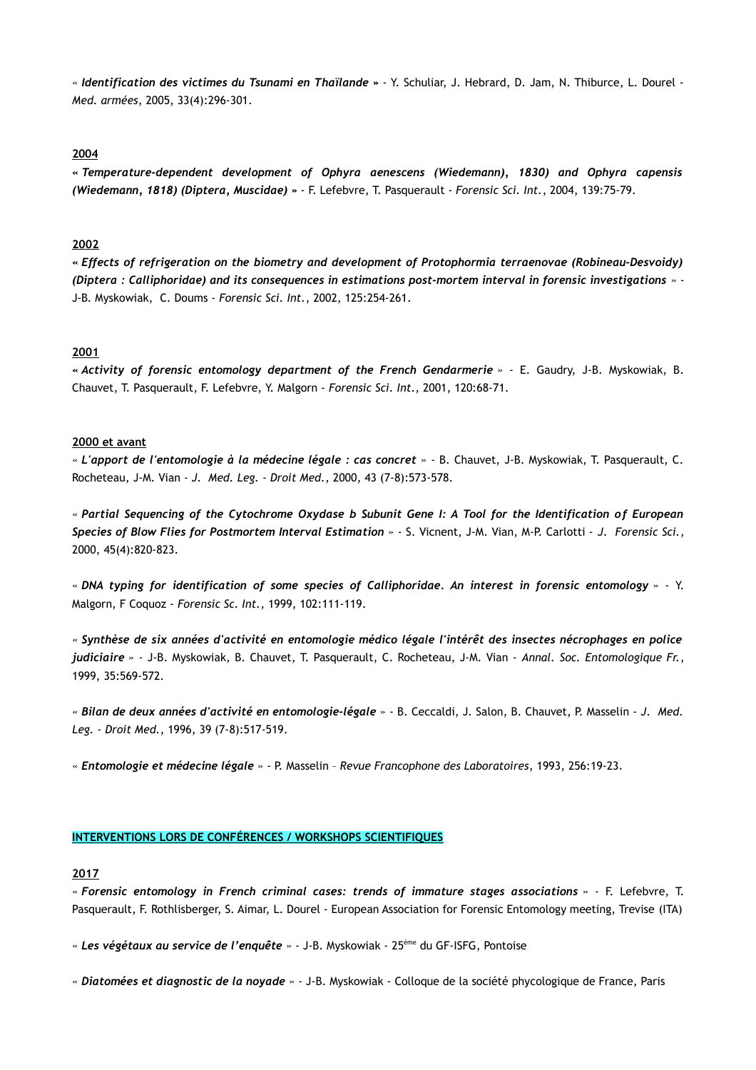« ***Identification des victimes du Tsunami en Thaïlande »*** - Y. Schuliar, J. Hebrard, D. Jam, N. Thiburce, L. Dourel - *Med. armées*, 2005, 33(4):296-301.

**2004**

**« *Temperature-dependent development of Ophyra aenescens (Wiedemann), 1830) and Ophyra capensis (Wiedemann, 1818) (Diptera, Muscidae)* »** - F. Lefebvre, T. Pasquerault - *Forensic Sci. Int.*, 2004, 139:75-79.

**2002**

**« *Effects of refrigeration on the biometry and development of Protophormia terraenovae (Robineau-Desvoidy) (Diptera : Calliphoridae) and its consequences in estimations post-mortem interval in forensic investigations* »** - J-B. Myskowiak, C. Doums - *Forensic Sci. Int.*, 2002, 125:254-261.

**2001**

**« *Activity of forensic entomology department of the French Gendarmerie* »** - E. Gaudry, J-B. Myskowiak, B. Chauvet, T. Pasquerault, F. Lefebvre, Y. Malgorn - *Forensic Sci. Int.*, 2001, 120:68-71.

**2000 et avant**

« ***L'apport de l'entomologie à la médecine légale : cas concret*** » - B. Chauvet, J-B. Myskowiak, T. Pasquerault, C. Rocheteau, J-M. Vian - *J. Med. Leg. - Droit Med.*, 2000, 43 (7-8):573-578.

« ***Partial Sequencing of the Cytochrome Oxydase b Subunit Gene I: A Tool for the Identification of European Species of Blow Flies for Postmortem Interval Estimation*** » - S. Vicnent, J-M. Vian, M-P. Carlotti - *J. Forensic Sci.*, 2000, 45(4):820-823.

« ***DNA typing for identification of some species of Calliphoridae. An interest in forensic entomology*** » - Y. Malgorn, F Coquoz - *Forensic Sc. Int.*, 1999, 102:111-119.

« ***Synthèse de six années d'activité en entomologie médico légale l'intérêt des insectes nécrophages en police judiciaire*** » - J-B. Myskowiak, B. Chauvet, T. Pasquerault, C. Rocheteau, J-M. Vian - *Annal. Soc. Entomologique Fr.*, 1999, 35:569-572.

« ***Bilan de deux années d'activité en entomologie-légale*** » - B. Ceccaldi, J. Salon, B. Chauvet, P. Masselin - *J. Med. Leg. - Droit Med.*, 1996, 39 (7-8):517-519.

« ***Entomologie et médecine légale*** » - P. Masselin – *Revue Francophone des Laboratoires*, 1993, 256:19-23.

## INTERVENTIONS LORS DE CONFÉRENCES / WORKSHOPS SCIENTIFIQUES

**2017**

« ***Forensic entomology in French criminal cases: trends of immature stages associations*** » - F. Lefebvre, T. Pasquerault, F. Rothlisberger, S. Aimar, L. Dourel - European Association for Forensic Entomology meeting, Trevise (ITA)

« ***Les végétaux au service de l'enquête*** » - J-B. Myskowiak - 25[ème] du GF-ISFG, Pontoise

« ***Diatomées et diagnostic de la noyade*** » - J-B. Myskowiak - Colloque de la société phycologique de France, Paris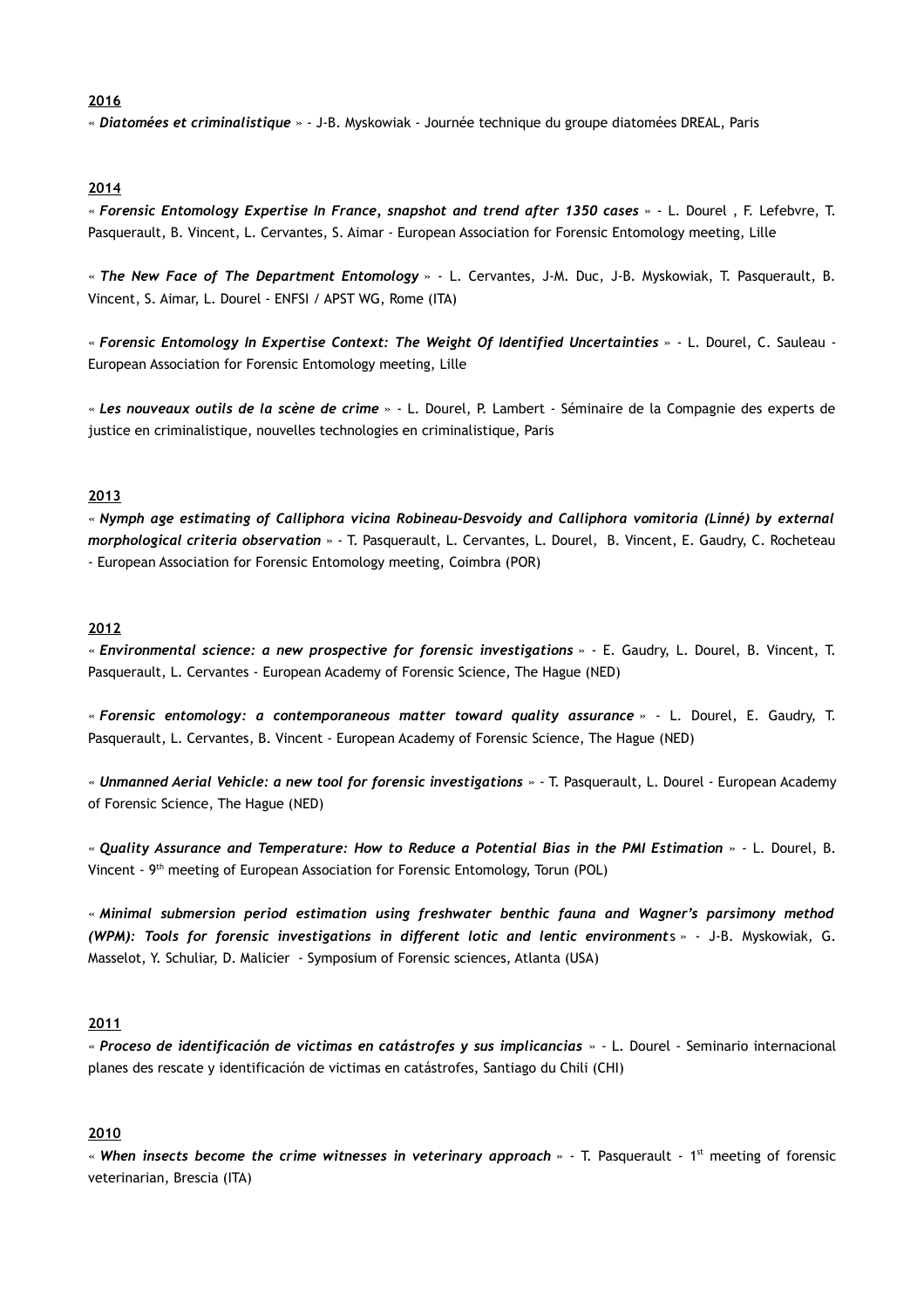**2016**

« ***Diatomées et criminalistique*** » - J-B. Myskowiak - Journée technique du groupe diatomées DREAL, Paris

**2014**

« ***Forensic Entomology Expertise In France, snapshot and trend after 1350 cases*** » - L. Dourel , F. Lefebvre, T. Pasquerault, B. Vincent, L. Cervantes, S. Aimar - European Association for Forensic Entomology meeting, Lille

« ***The New Face of The Department Entomology*** » - L. Cervantes, J-M. Duc, J-B. Myskowiak, T. Pasquerault, B. Vincent, S. Aimar, L. Dourel - ENFSI / APST WG, Rome (ITA)

« ***Forensic Entomology In Expertise Context: The Weight Of Identified Uncertainties*** » - L. Dourel, C. Sauleau - European Association for Forensic Entomology meeting, Lille

« ***Les nouveaux outils de la scène de crime*** » - L. Dourel, P. Lambert - Séminaire de la Compagnie des experts de justice en criminalistique, nouvelles technologies en criminalistique, Paris

**2013**

« ***Nymph age estimating of Calliphora vicina Robineau-Desvoidy and Calliphora vomitoria (Linné) by external morphological criteria observation*** » - T. Pasquerault, L. Cervantes, L. Dourel, B. Vincent, E. Gaudry, C. Rocheteau - European Association for Forensic Entomology meeting, Coimbra (POR)

**2012**

« ***Environmental science: a new prospective for forensic investigations*** » - E. Gaudry, L. Dourel, B. Vincent, T. Pasquerault, L. Cervantes - European Academy of Forensic Science, The Hague (NED)

« ***Forensic entomology: a contemporaneous matter toward quality assurance*** » - L. Dourel, E. Gaudry, T. Pasquerault, L. Cervantes, B. Vincent - European Academy of Forensic Science, The Hague (NED)

« ***Unmanned Aerial Vehicle: a new tool for forensic investigations*** » - T. Pasquerault, L. Dourel - European Academy of Forensic Science, The Hague (NED)

« ***Quality Assurance and Temperature: How to Reduce a Potential Bias in the PMI Estimation*** » - L. Dourel, B. Vincent - 9th meeting of European Association for Forensic Entomology, Torun (POL)

« ***Minimal submersion period estimation using freshwater benthic fauna and Wagner's parsimony method (WPM): Tools for forensic investigations in different lotic and lentic environment***s » - J-B. Myskowiak, G. Masselot, Y. Schuliar, D. Malicier - Symposium of Forensic sciences, Atlanta (USA)

**2011**

« ***Proceso de identificación de victimas en catástrofes y sus implicancias*** » - L. Dourel - Seminario internacional planes des rescate y identificación de victimas en catástrofes, Santiago du Chili (CHI)

**2010**

« ***When insects become the crime witnesses in veterinary approach*** » - T. Pasquerault - 1st meeting of forensic veterinarian, Brescia (ITA)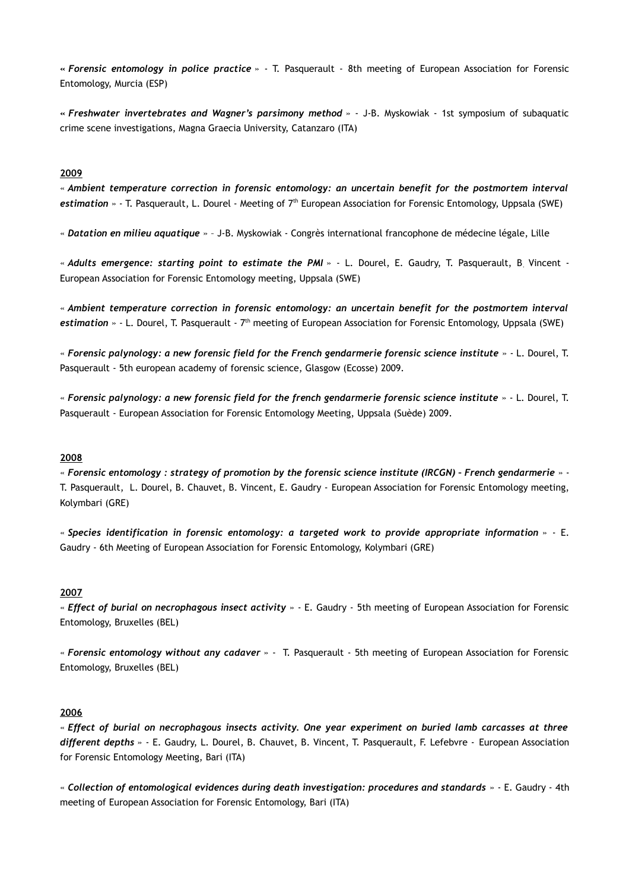« ***Forensic entomology in police practice*** » - T. Pasquerault - 8th meeting of European Association for Forensic Entomology, Murcia (ESP)

« ***Freshwater invertebrates and Wagner's parsimony method*** » - J-B. Myskowiak - 1st symposium of subaquatic crime scene investigations, Magna Graecia University, Catanzaro (ITA)

**2009**

« ***Ambient temperature correction in forensic entomology: an uncertain benefit for the postmortem interval estimation*** » - T. Pasquerault, L. Dourel - Meeting of 7th European Association for Forensic Entomology, Uppsala (SWE)

« ***Datation en milieu aquatique*** » – J-B. Myskowiak - Congrès international francophone de médecine légale, Lille

« ***Adults emergence: starting point to estimate the PMI*** » - L. Dourel, E. Gaudry, T. Pasquerault, B. Vincent - European Association for Forensic Entomology meeting, Uppsala (SWE)

« ***Ambient temperature correction in forensic entomology: an uncertain benefit for the postmortem interval estimation*** » - L. Dourel, T. Pasquerault - 7th meeting of European Association for Forensic Entomology, Uppsala (SWE)

« ***Forensic palynology: a new forensic field for the French gendarmerie forensic science institute*** » - L. Dourel, T. Pasquerault - 5th european academy of forensic science, Glasgow (Ecosse) 2009.

« ***Forensic palynology: a new forensic field for the french gendarmerie forensic science institute*** » - L. Dourel, T. Pasquerault - European Association for Forensic Entomology Meeting, Uppsala (Suède) 2009.

**2008**

« ***Forensic entomology : strategy of promotion by the forensic science institute (IRCGN) – French gendarmerie*** » - T. Pasquerault, L. Dourel, B. Chauvet, B. Vincent, E. Gaudry - European Association for Forensic Entomology meeting, Kolymbari (GRE)

« ***Species identification in forensic entomology: a targeted work to provide appropriate information*** » - E. Gaudry - 6th Meeting of European Association for Forensic Entomology, Kolymbari (GRE)

**2007**

« ***Effect of burial on necrophagous insect activity*** » - E. Gaudry - 5th meeting of European Association for Forensic Entomology, Bruxelles (BEL)

« ***Forensic entomology without any cadaver*** » - T. Pasquerault - 5th meeting of European Association for Forensic Entomology, Bruxelles (BEL)

**2006**

« ***Effect of burial on necrophagous insects activity. One year experiment on buried lamb carcasses at three different depths*** » - E. Gaudry, L. Dourel, B. Chauvet, B. Vincent, T. Pasquerault, F. Lefebvre - European Association for Forensic Entomology Meeting, Bari (ITA)

« ***Collection of entomological evidences during death investigation: procedures and standards*** » - E. Gaudry - 4th meeting of European Association for Forensic Entomology, Bari (ITA)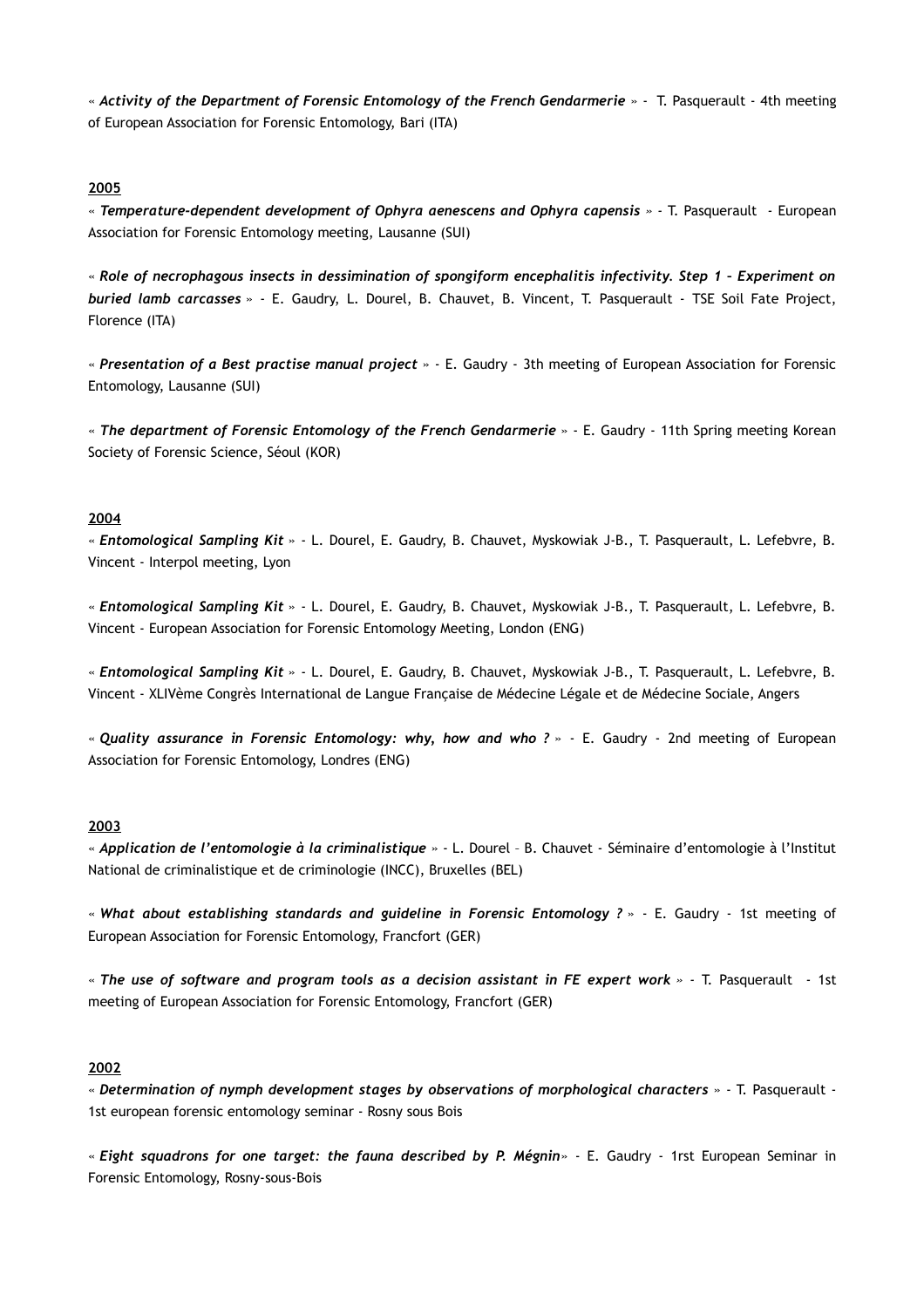« ***Activity of the Department of Forensic Entomology of the French Gendarmerie*** » - T. Pasquerault - 4th meeting of European Association for Forensic Entomology, Bari (ITA)

**2005**

« ***Temperature-dependent development of Ophyra aenescens and Ophyra capensis*** » - T. Pasquerault - European Association for Forensic Entomology meeting, Lausanne (SUI)

« ***Role of necrophagous insects in dessimination of spongiform encephalitis infectivity. Step 1 – Experiment on buried lamb carcasses*** » - E. Gaudry, L. Dourel, B. Chauvet, B. Vincent, T. Pasquerault - TSE Soil Fate Project, Florence (ITA)

« ***Presentation of a Best practise manual project*** » - E. Gaudry - 3th meeting of European Association for Forensic Entomology, Lausanne (SUI)

« ***The department of Forensic Entomology of the French Gendarmerie*** » - E. Gaudry - 11th Spring meeting Korean Society of Forensic Science, Séoul (KOR)

**2004**

« ***Entomological Sampling Kit*** » - L. Dourel, E. Gaudry, B. Chauvet, Myskowiak J-B., T. Pasquerault, L. Lefebvre, B. Vincent - Interpol meeting, Lyon

« ***Entomological Sampling Kit*** » - L. Dourel, E. Gaudry, B. Chauvet, Myskowiak J-B., T. Pasquerault, L. Lefebvre, B. Vincent - European Association for Forensic Entomology Meeting, London (ENG)

« ***Entomological Sampling Kit*** » - L. Dourel, E. Gaudry, B. Chauvet, Myskowiak J-B., T. Pasquerault, L. Lefebvre, B. Vincent - XLIVème Congrès International de Langue Française de Médecine Légale et de Médecine Sociale, Angers

« ***Quality assurance in Forensic Entomology: why, how and who ?*** » - E. Gaudry - 2nd meeting of European Association for Forensic Entomology, Londres (ENG)

**2003**

« ***Application de l'entomologie à la criminalistique*** » - L. Dourel – B. Chauvet - Séminaire d'entomologie à l'Institut National de criminalistique et de criminologie (INCC), Bruxelles (BEL)

« ***What about establishing standards and guideline in Forensic Entomology ?*** » - E. Gaudry - 1st meeting of European Association for Forensic Entomology, Francfort (GER)

« ***The use of software and program tools as a decision assistant in FE expert work*** » - T. Pasquerault - 1st meeting of European Association for Forensic Entomology, Francfort (GER)

**2002**

« ***Determination of nymph development stages by observations of morphological characters*** » - T. Pasquerault - 1st european forensic entomology seminar - Rosny sous Bois

« ***Eight squadrons for one target: the fauna described by P. Mégnin***» - E. Gaudry - 1rst European Seminar in Forensic Entomology, Rosny-sous-Bois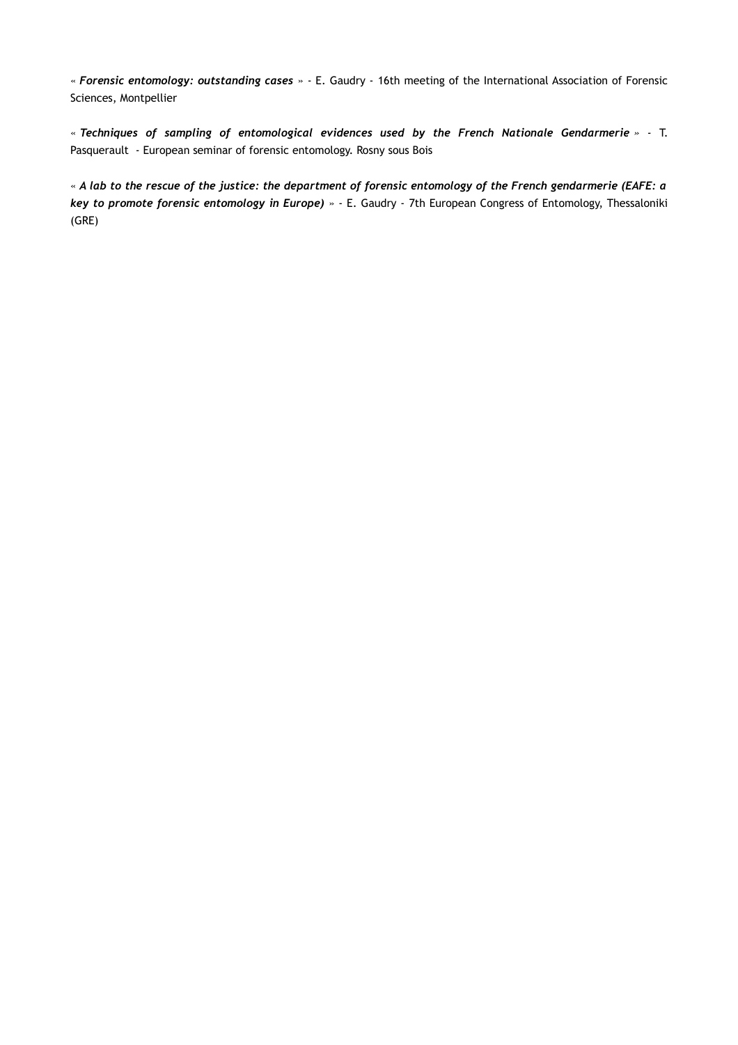« ***Forensic entomology: outstanding cases*** » - E. Gaudry - 16th meeting of the International Association of Forensic Sciences, Montpellier

« ***Techniques of sampling of entomological evidences used by the French Nationale Gendarmerie*** » - T. Pasquerault - European seminar of forensic entomology. Rosny sous Bois

« ***A lab to the rescue of the justice: the department of forensic entomology of the French gendarmerie (EAFE: a key to promote forensic entomology in Europe)*** » - E. Gaudry - 7th European Congress of Entomology, Thessaloniki (GRE)